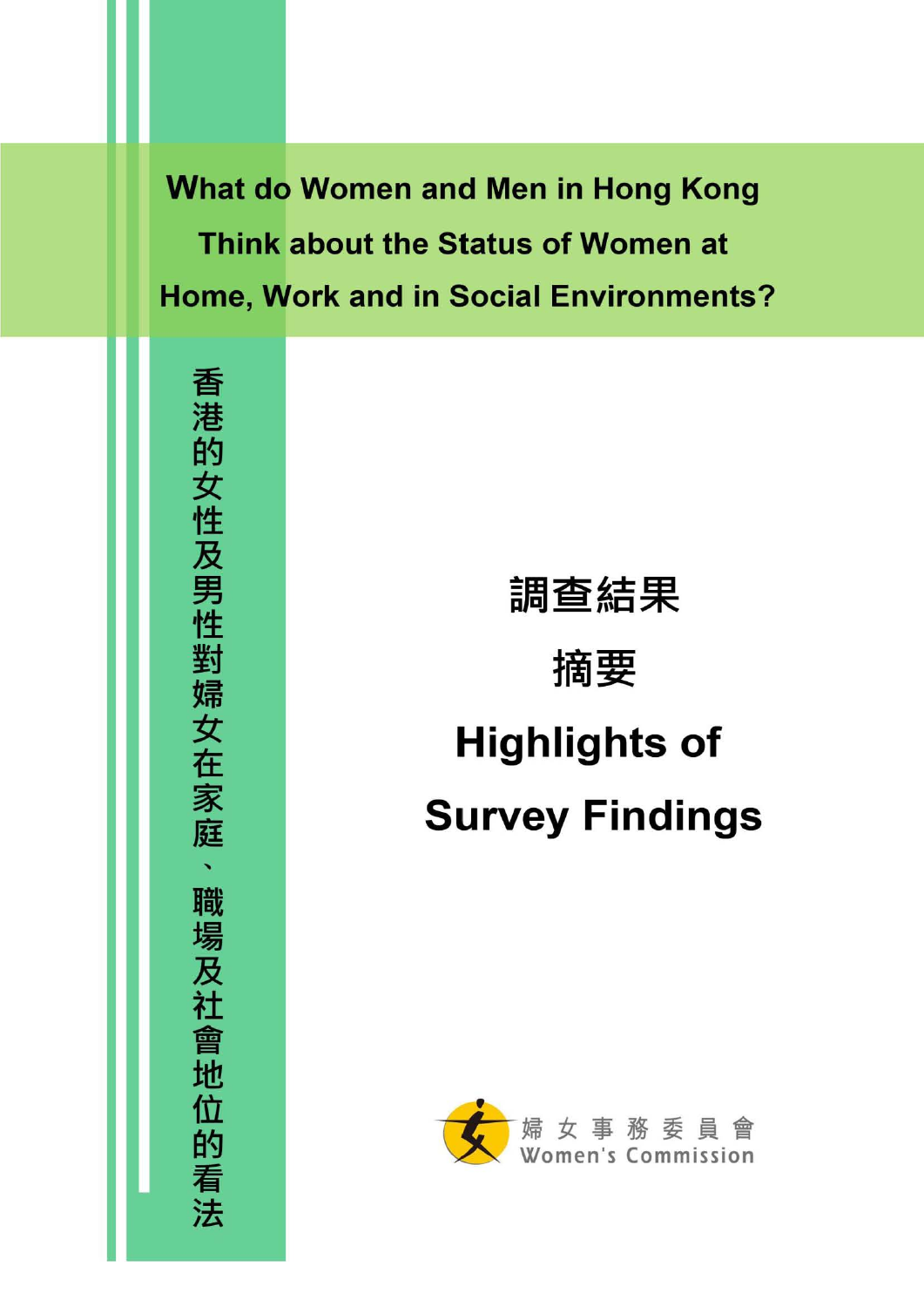# What do Women and Men in Hong Kong Think about the Status of Women at Home, Work and in Social Environments?

香港的女性及男性對婦女在家庭、職場及社會地位的看法

## 調查結果

## 摘要

## Highlights of Survey Findings

婦女事務委員會

Women's Commission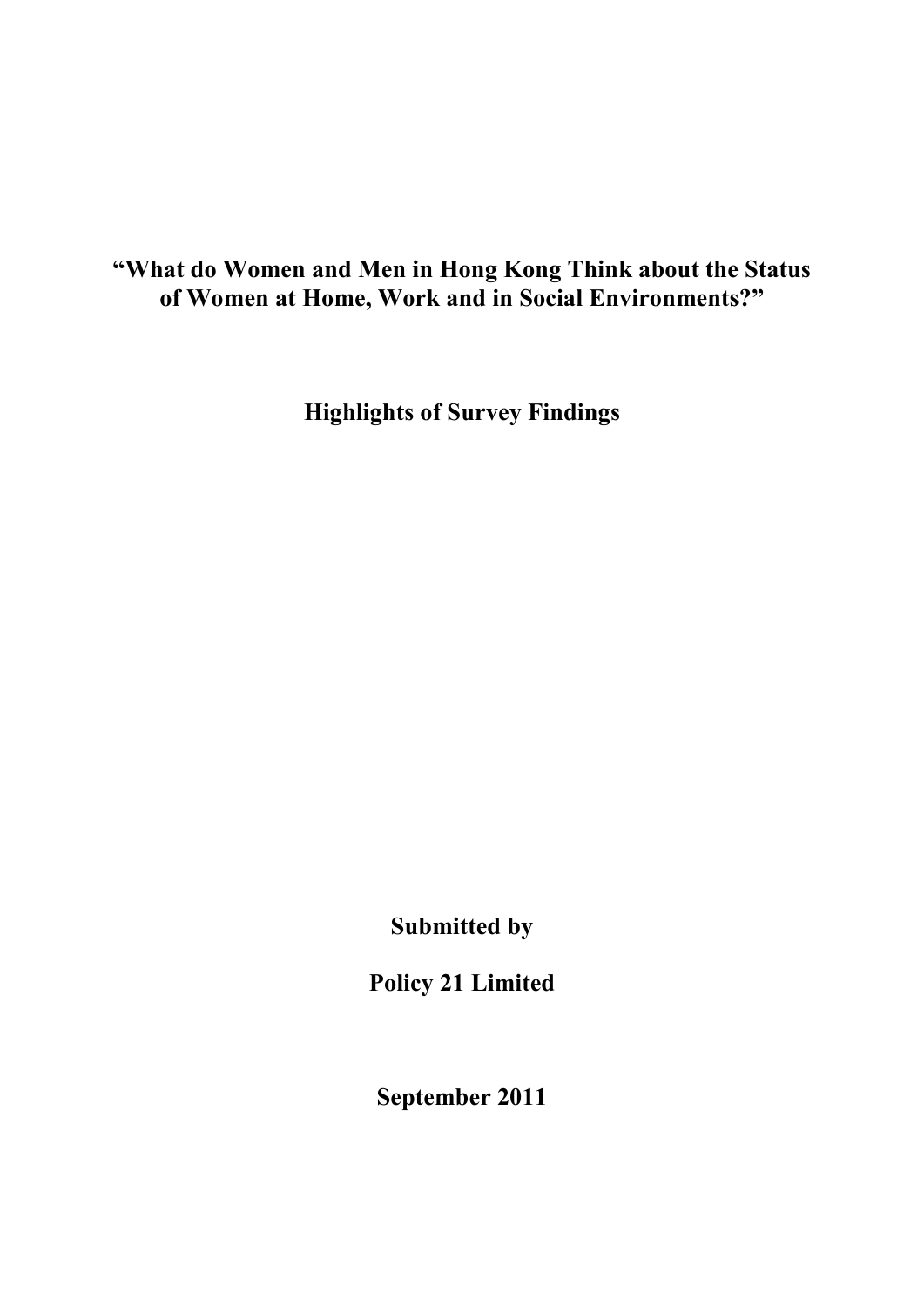# "What do Women and Men in Hong Kong Think about the Status of Women at Home, Work and in Social Environments?"

## Highlights of Survey Findings

**Submitted by**

**Policy 21 Limited**

**September 2011**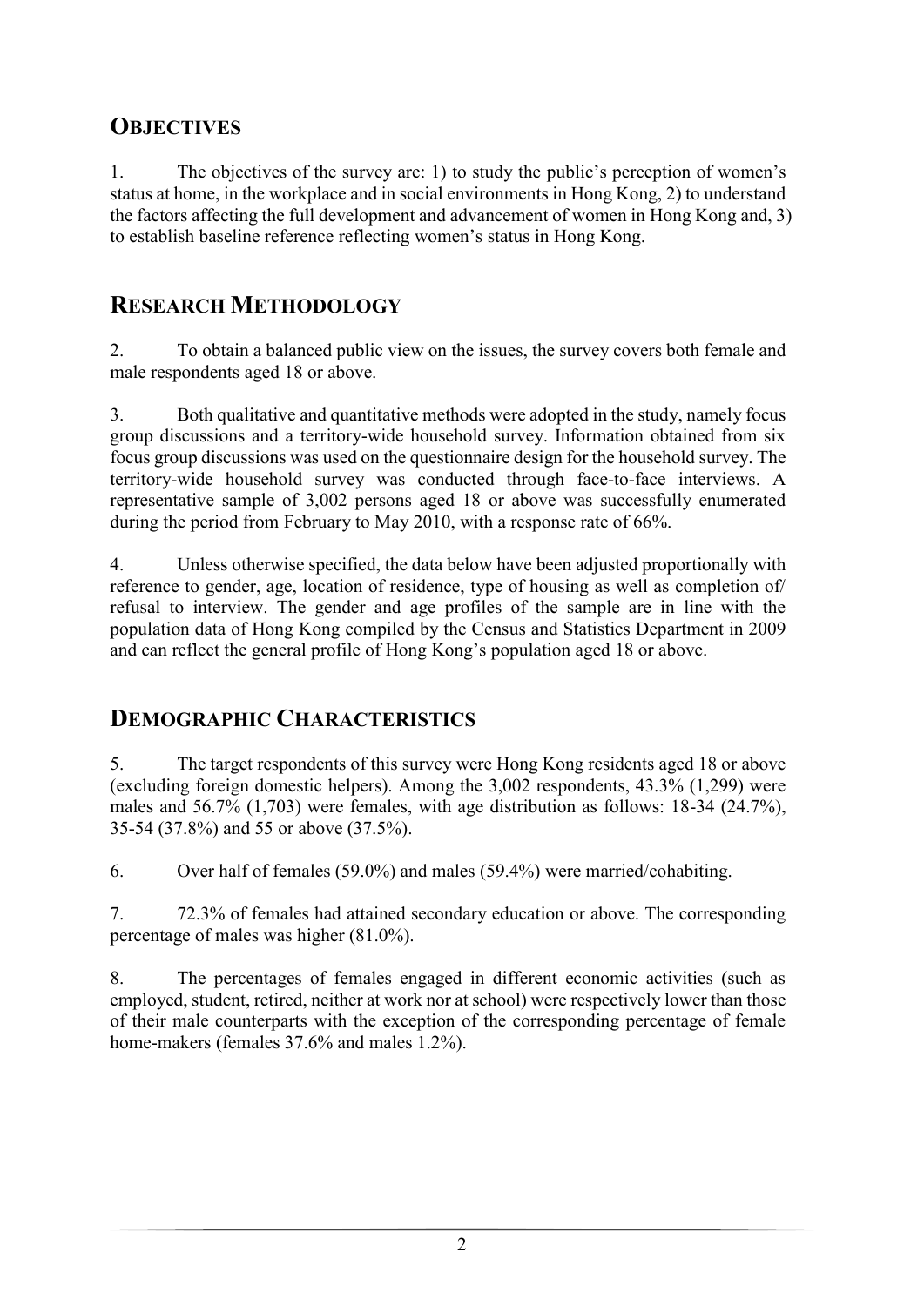## OBJECTIVES

1. The objectives of the survey are: 1) to study the public's perception of women's status at home, in the workplace and in social environments in Hong Kong, 2) to understand the factors affecting the full development and advancement of women in Hong Kong and, 3) to establish baseline reference reflecting women's status in Hong Kong.

## RESEARCH METHODOLOGY

2. To obtain a balanced public view on the issues, the survey covers both female and male respondents aged 18 or above.

3. Both qualitative and quantitative methods were adopted in the study, namely focus group discussions and a territory-wide household survey. Information obtained from six focus group discussions was used on the questionnaire design for the household survey. The territory-wide household survey was conducted through face-to-face interviews. A representative sample of 3,002 persons aged 18 or above was successfully enumerated during the period from February to May 2010, with a response rate of 66%.

4. Unless otherwise specified, the data below have been adjusted proportionally with reference to gender, age, location of residence, type of housing as well as completion of/ refusal to interview. The gender and age profiles of the sample are in line with the population data of Hong Kong compiled by the Census and Statistics Department in 2009 and can reflect the general profile of Hong Kong's population aged 18 or above.

## DEMOGRAPHIC CHARACTERISTICS

5. The target respondents of this survey were Hong Kong residents aged 18 or above (excluding foreign domestic helpers). Among the 3,002 respondents, 43.3% (1,299) were males and 56.7% (1,703) were females, with age distribution as follows: 18-34 (24.7%), 35-54 (37.8%) and 55 or above (37.5%).

6. Over half of females (59.0%) and males (59.4%) were married/cohabiting.

7. 72.3% of females had attained secondary education or above. The corresponding percentage of males was higher (81.0%).

8. The percentages of females engaged in different economic activities (such as employed, student, retired, neither at work nor at school) were respectively lower than those of their male counterparts with the exception of the corresponding percentage of female home-makers (females 37.6% and males 1.2%).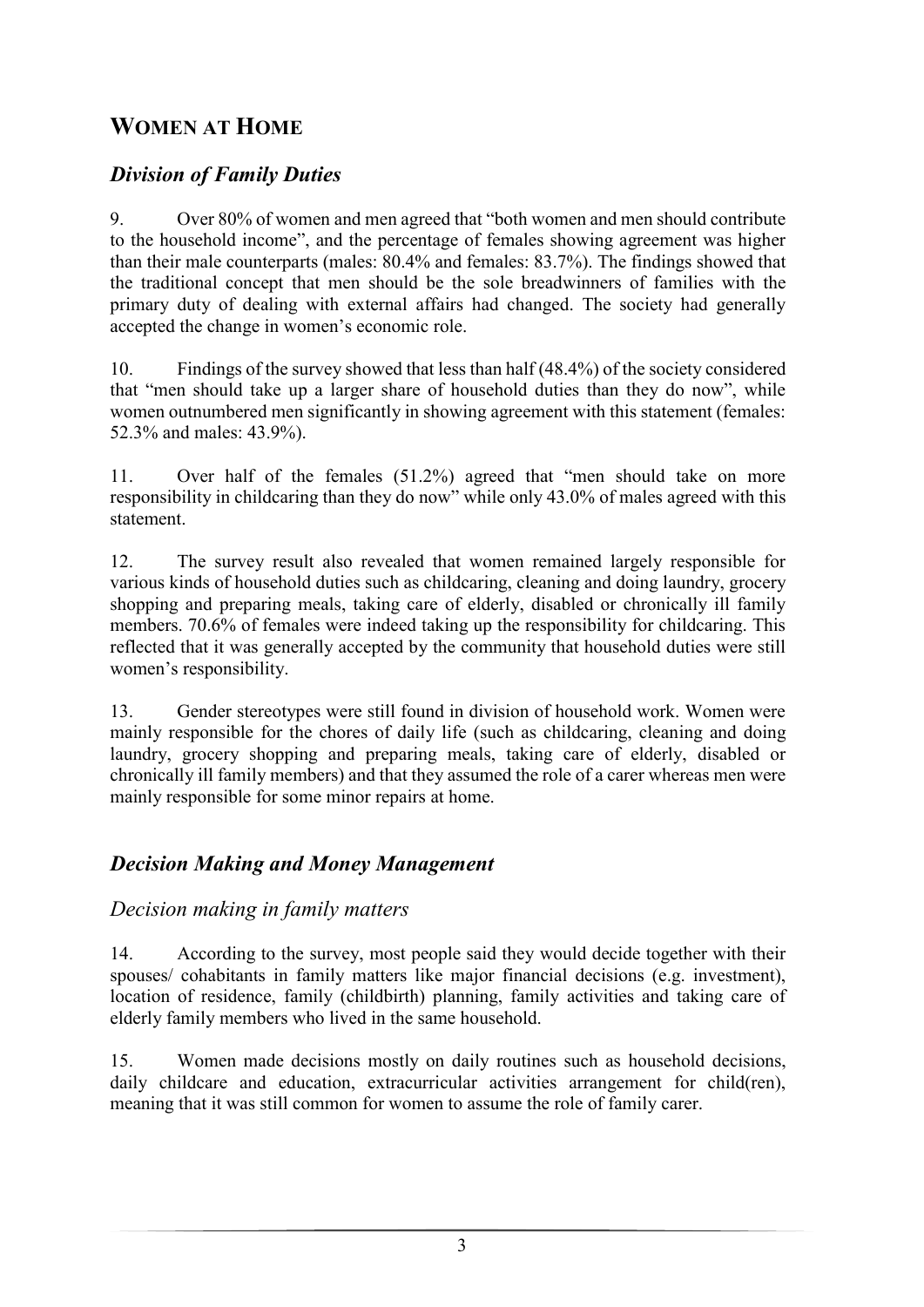## WOMEN AT HOME

### *Division of Family Duties*

9. Over 80% of women and men agreed that "both women and men should contribute to the household income", and the percentage of females showing agreement was higher than their male counterparts (males: 80.4% and females: 83.7%). The findings showed that the traditional concept that men should be the sole breadwinners of families with the primary duty of dealing with external affairs had changed. The society had generally accepted the change in women's economic role.

10. Findings of the survey showed that less than half (48.4%) of the society considered that "men should take up a larger share of household duties than they do now", while women outnumbered men significantly in showing agreement with this statement (females: 52.3% and males: 43.9%).

11. Over half of the females (51.2%) agreed that "men should take on more responsibility in childcaring than they do now" while only 43.0% of males agreed with this statement.

12. The survey result also revealed that women remained largely responsible for various kinds of household duties such as childcaring, cleaning and doing laundry, grocery shopping and preparing meals, taking care of elderly, disabled or chronically ill family members. 70.6% of females were indeed taking up the responsibility for childcaring. This reflected that it was generally accepted by the community that household duties were still women's responsibility.

13. Gender stereotypes were still found in division of household work. Women were mainly responsible for the chores of daily life (such as childcaring, cleaning and doing laundry, grocery shopping and preparing meals, taking care of elderly, disabled or chronically ill family members) and that they assumed the role of a carer whereas men were mainly responsible for some minor repairs at home.

### *Decision Making and Money Management*

#### *Decision making in family matters*

14. According to the survey, most people said they would decide together with their spouses/ cohabitants in family matters like major financial decisions (e.g. investment), location of residence, family (childbirth) planning, family activities and taking care of elderly family members who lived in the same household.

15. Women made decisions mostly on daily routines such as household decisions, daily childcare and education, extracurricular activities arrangement for child(ren), meaning that it was still common for women to assume the role of family carer.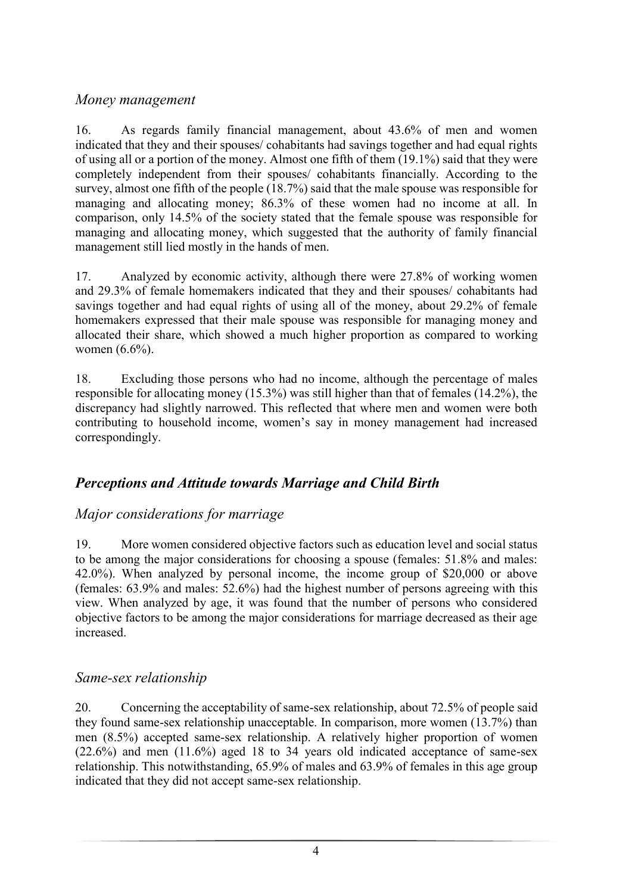### *Money management*

16. As regards family financial management, about 43.6% of men and women indicated that they and their spouses/ cohabitants had savings together and had equal rights of using all or a portion of the money. Almost one fifth of them (19.1%) said that they were completely independent from their spouses/ cohabitants financially. According to the survey, almost one fifth of the people (18.7%) said that the male spouse was responsible for managing and allocating money; 86.3% of these women had no income at all. In comparison, only 14.5% of the society stated that the female spouse was responsible for managing and allocating money, which suggested that the authority of family financial management still lied mostly in the hands of men.

17. Analyzed by economic activity, although there were 27.8% of working women and 29.3% of female homemakers indicated that they and their spouses/ cohabitants had savings together and had equal rights of using all of the money, about 29.2% of female homemakers expressed that their male spouse was responsible for managing money and allocated their share, which showed a much higher proportion as compared to working women (6.6%).

18. Excluding those persons who had no income, although the percentage of males responsible for allocating money (15.3%) was still higher than that of females (14.2%), the discrepancy had slightly narrowed. This reflected that where men and women were both contributing to household income, women's say in money management had increased correspondingly.

## ***Perceptions and Attitude towards Marriage and Child Birth***

### *Major considerations for marriage*

19. More women considered objective factors such as education level and social status to be among the major considerations for choosing a spouse (females: 51.8% and males: 42.0%). When analyzed by personal income, the income group of $20,000 or above (females: 63.9% and males: 52.6%) had the highest number of persons agreeing with this view. When analyzed by age, it was found that the number of persons who considered objective factors to be among the major considerations for marriage decreased as their age increased.

### *Same-sex relationship*

20. Concerning the acceptability of same-sex relationship, about 72.5% of people said they found same-sex relationship unacceptable. In comparison, more women (13.7%) than men (8.5%) accepted same-sex relationship. A relatively higher proportion of women (22.6%) and men (11.6%) aged 18 to 34 years old indicated acceptance of same-sex relationship. This notwithstanding, 65.9% of males and 63.9% of females in this age group indicated that they did not accept same-sex relationship.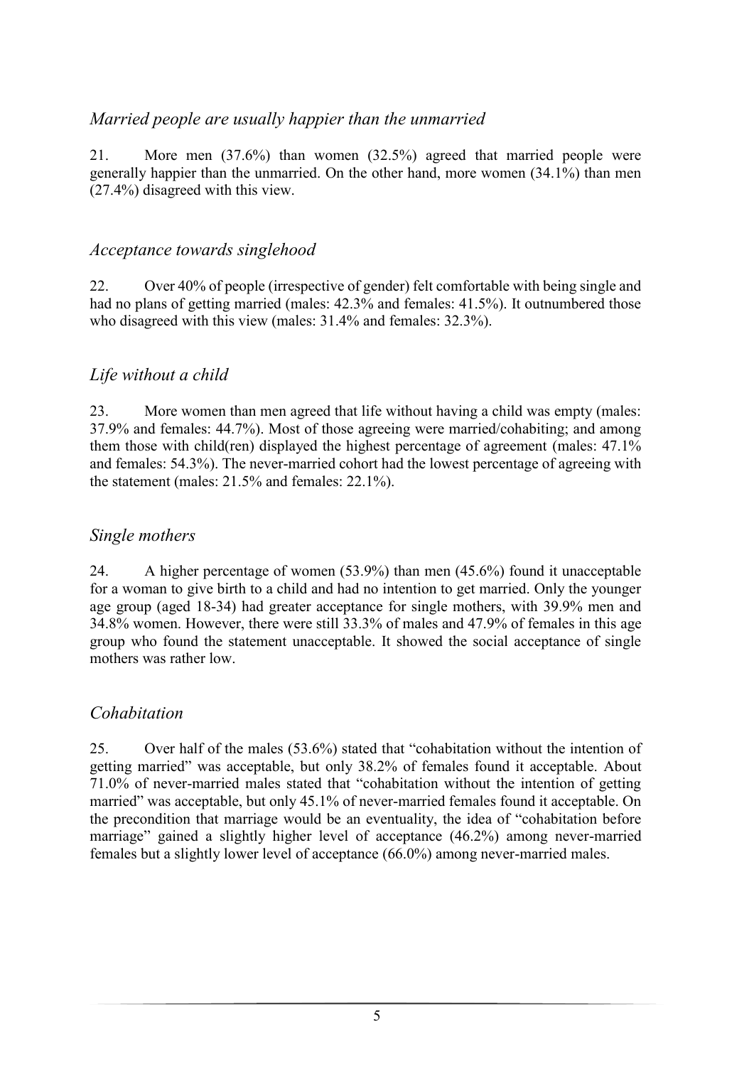*Married people are usually happier than the unmarried*

21. More men (37.6%) than women (32.5%) agreed that married people were generally happier than the unmarried. On the other hand, more women (34.1%) than men (27.4%) disagreed with this view.

*Acceptance towards singlehood*

22. Over 40% of people (irrespective of gender) felt comfortable with being single and had no plans of getting married (males: 42.3% and females: 41.5%). It outnumbered those who disagreed with this view (males: 31.4% and females: 32.3%).

*Life without a child*

23. More women than men agreed that life without having a child was empty (males: 37.9% and females: 44.7%). Most of those agreeing were married/cohabiting; and among them those with child(ren) displayed the highest percentage of agreement (males: 47.1% and females: 54.3%). The never-married cohort had the lowest percentage of agreeing with the statement (males: 21.5% and females: 22.1%).

*Single mothers*

24. A higher percentage of women (53.9%) than men (45.6%) found it unacceptable for a woman to give birth to a child and had no intention to get married. Only the younger age group (aged 18-34) had greater acceptance for single mothers, with 39.9% men and 34.8% women. However, there were still 33.3% of males and 47.9% of females in this age group who found the statement unacceptable. It showed the social acceptance of single mothers was rather low.

*Cohabitation*

25. Over half of the males (53.6%) stated that "cohabitation without the intention of getting married" was acceptable, but only 38.2% of females found it acceptable. About 71.0% of never-married males stated that "cohabitation without the intention of getting married" was acceptable, but only 45.1% of never-married females found it acceptable. On the precondition that marriage would be an eventuality, the idea of "cohabitation before marriage" gained a slightly higher level of acceptance (46.2%) among never-married females but a slightly lower level of acceptance (66.0%) among never-married males.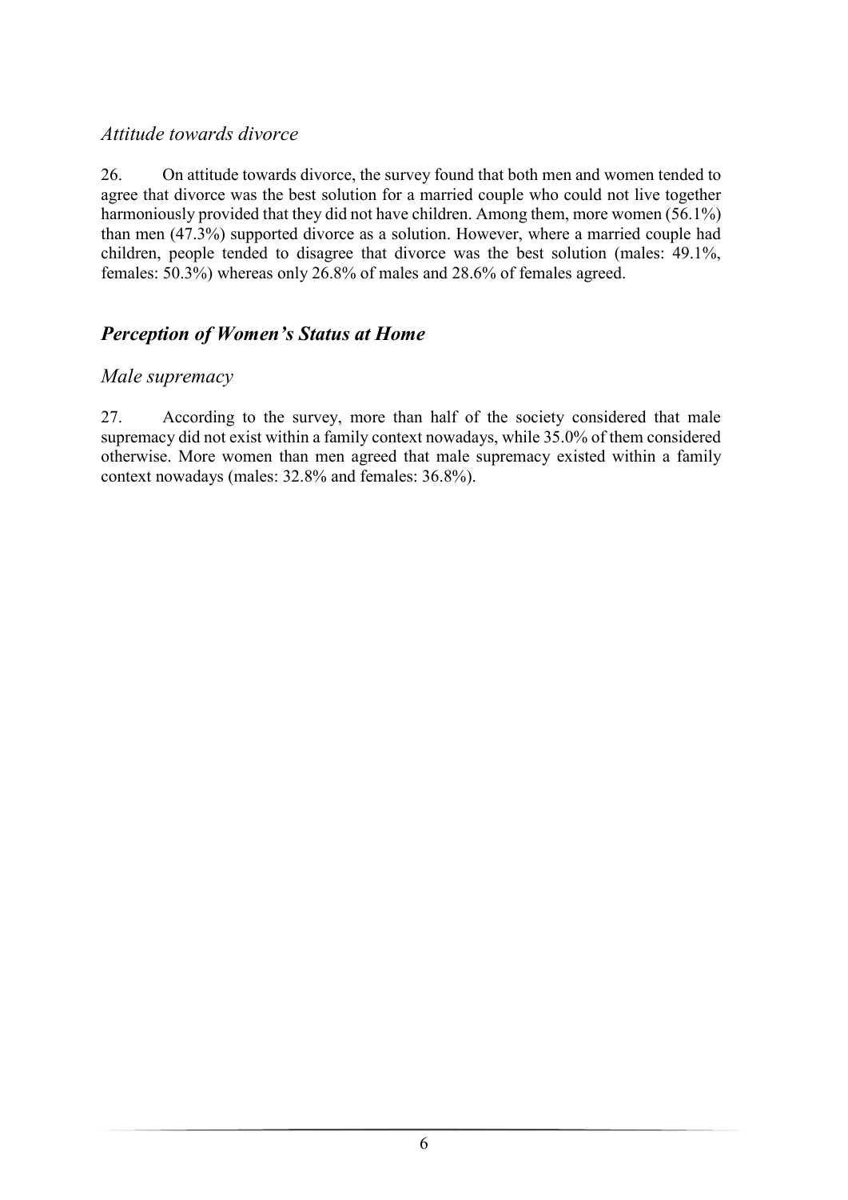### *Attitude towards divorce*

26. On attitude towards divorce, the survey found that both men and women tended to agree that divorce was the best solution for a married couple who could not live together harmoniously provided that they did not have children. Among them, more women (56.1%) than men (47.3%) supported divorce as a solution. However, where a married couple had children, people tended to disagree that divorce was the best solution (males: 49.1%, females: 50.3%) whereas only 26.8% of males and 28.6% of females agreed.

## ***Perception of Women's Status at Home***

### *Male supremacy*

27. According to the survey, more than half of the society considered that male supremacy did not exist within a family context nowadays, while 35.0% of them considered otherwise. More women than men agreed that male supremacy existed within a family context nowadays (males: 32.8% and females: 36.8%).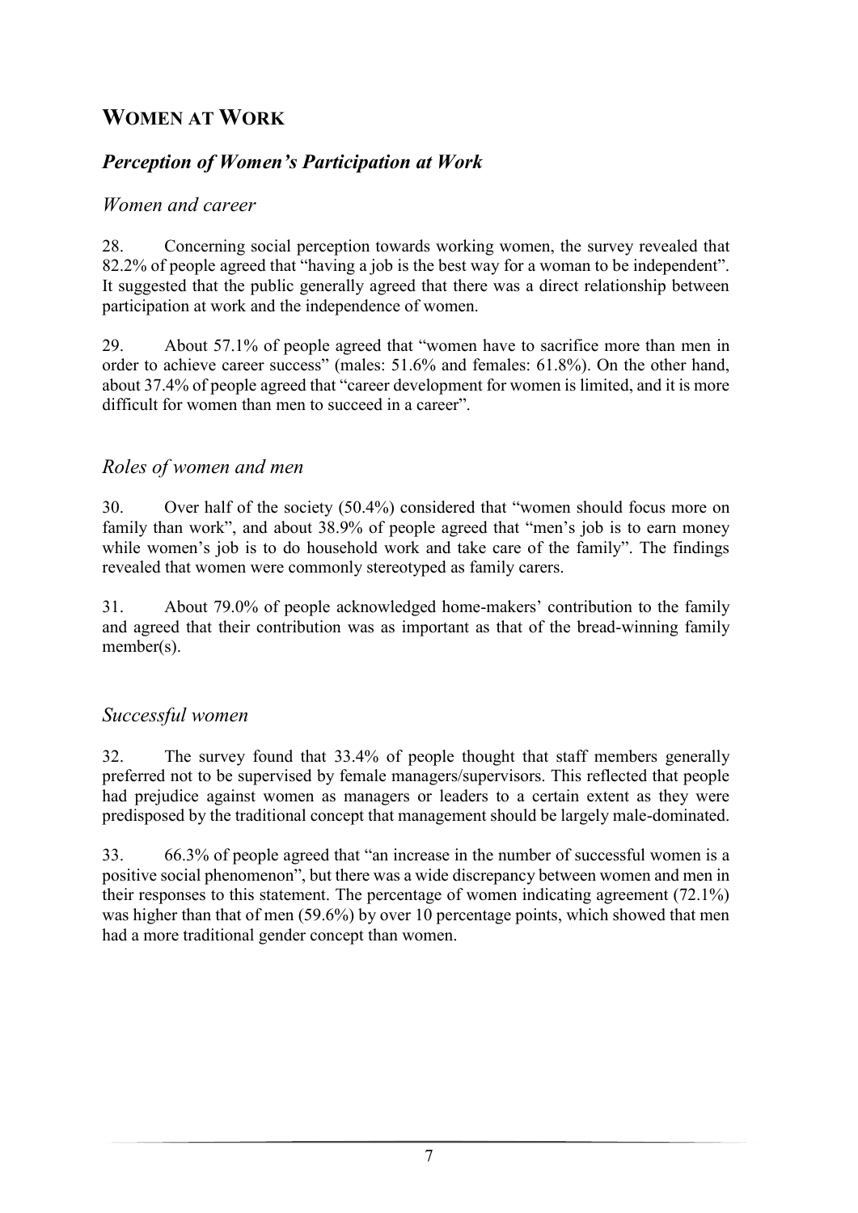## WOMEN AT WORK

### *Perception of Women's Participation at Work*

#### *Women and career*

28. Concerning social perception towards working women, the survey revealed that 82.2% of people agreed that "having a job is the best way for a woman to be independent". It suggested that the public generally agreed that there was a direct relationship between participation at work and the independence of women.

29. About 57.1% of people agreed that "women have to sacrifice more than men in order to achieve career success" (males: 51.6% and females: 61.8%). On the other hand, about 37.4% of people agreed that "career development for women is limited, and it is more difficult for women than men to succeed in a career".

#### *Roles of women and men*

30. Over half of the society (50.4%) considered that "women should focus more on family than work", and about 38.9% of people agreed that "men's job is to earn money while women's job is to do household work and take care of the family". The findings revealed that women were commonly stereotyped as family carers.

31. About 79.0% of people acknowledged home-makers' contribution to the family and agreed that their contribution was as important as that of the bread-winning family member(s).

#### *Successful women*

32. The survey found that 33.4% of people thought that staff members generally preferred not to be supervised by female managers/supervisors. This reflected that people had prejudice against women as managers or leaders to a certain extent as they were predisposed by the traditional concept that management should be largely male-dominated.

33. 66.3% of people agreed that "an increase in the number of successful women is a positive social phenomenon", but there was a wide discrepancy between women and men in their responses to this statement. The percentage of women indicating agreement (72.1%) was higher than that of men (59.6%) by over 10 percentage points, which showed that men had a more traditional gender concept than women.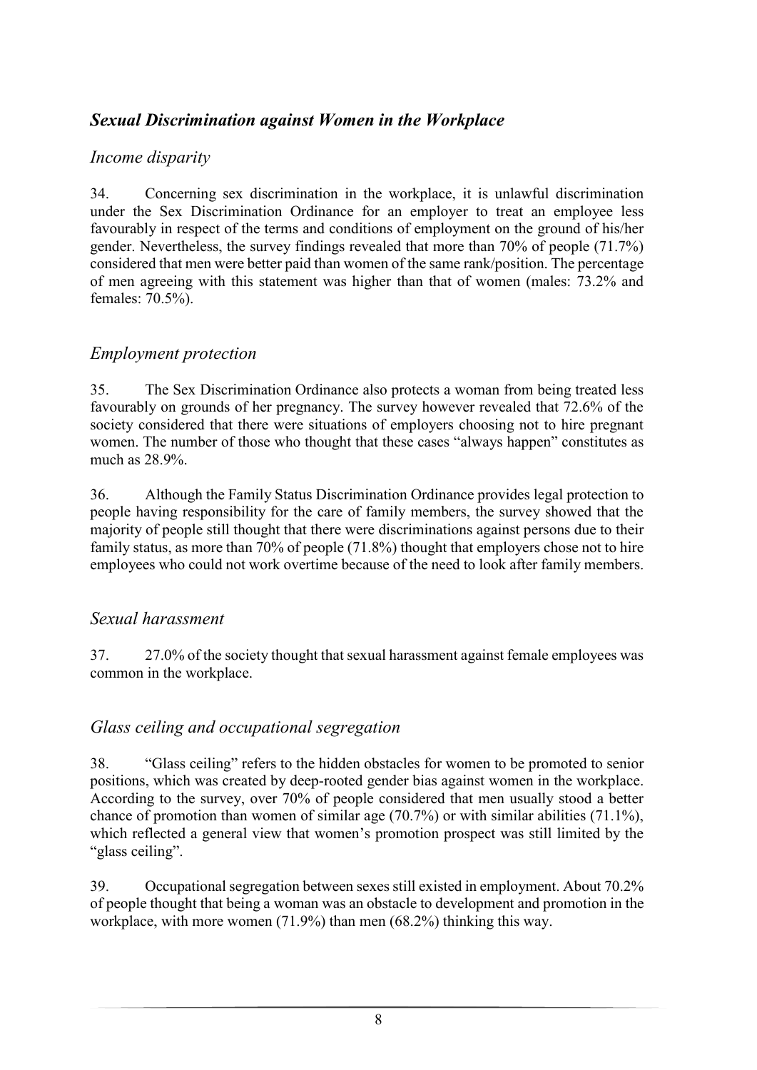## *Sexual Discrimination against Women in the Workplace*

### *Income disparity*

34. Concerning sex discrimination in the workplace, it is unlawful discrimination under the Sex Discrimination Ordinance for an employer to treat an employee less favourably in respect of the terms and conditions of employment on the ground of his/her gender. Nevertheless, the survey findings revealed that more than 70% of people (71.7%) considered that men were better paid than women of the same rank/position. The percentage of men agreeing with this statement was higher than that of women (males: 73.2% and females: 70.5%).

### *Employment protection*

35. The Sex Discrimination Ordinance also protects a woman from being treated less favourably on grounds of her pregnancy. The survey however revealed that 72.6% of the society considered that there were situations of employers choosing not to hire pregnant women. The number of those who thought that these cases "always happen" constitutes as much as 28.9%.

36. Although the Family Status Discrimination Ordinance provides legal protection to people having responsibility for the care of family members, the survey showed that the majority of people still thought that there were discriminations against persons due to their family status, as more than 70% of people (71.8%) thought that employers chose not to hire employees who could not work overtime because of the need to look after family members.

### *Sexual harassment*

37. 27.0% of the society thought that sexual harassment against female employees was common in the workplace.

### *Glass ceiling and occupational segregation*

38. "Glass ceiling" refers to the hidden obstacles for women to be promoted to senior positions, which was created by deep-rooted gender bias against women in the workplace. According to the survey, over 70% of people considered that men usually stood a better chance of promotion than women of similar age (70.7%) or with similar abilities (71.1%), which reflected a general view that women's promotion prospect was still limited by the "glass ceiling".

39. Occupational segregation between sexes still existed in employment. About 70.2% of people thought that being a woman was an obstacle to development and promotion in the workplace, with more women (71.9%) than men (68.2%) thinking this way.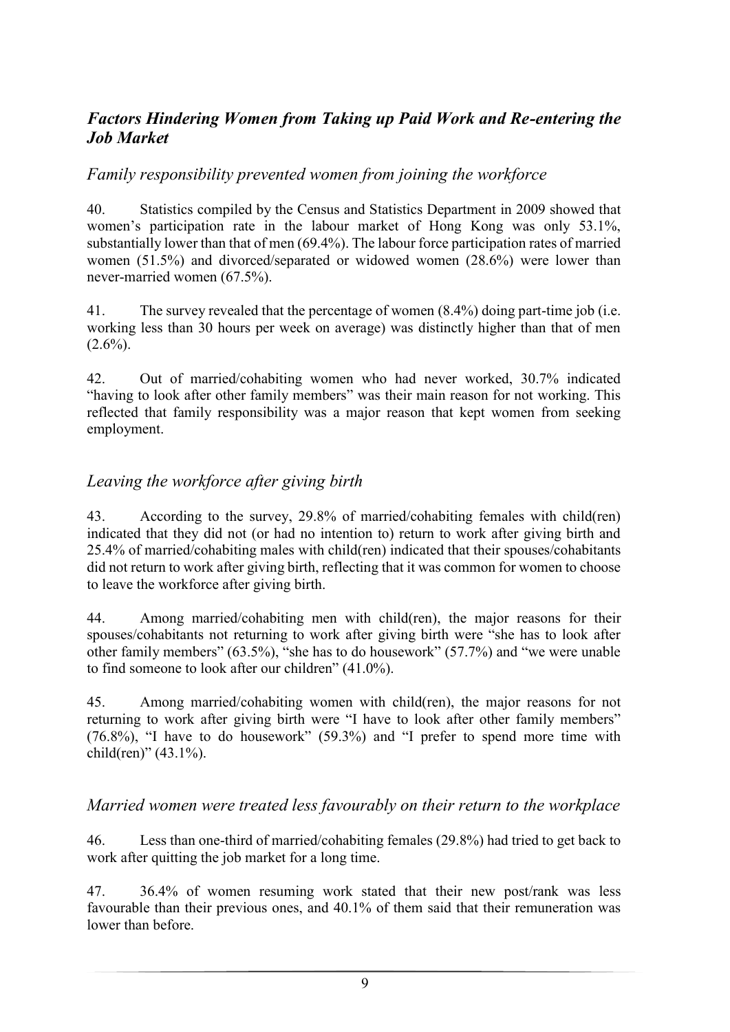## *Factors Hindering Women from Taking up Paid Work and Re-entering the Job Market*

### *Family responsibility prevented women from joining the workforce*

40. Statistics compiled by the Census and Statistics Department in 2009 showed that women's participation rate in the labour market of Hong Kong was only 53.1%, substantially lower than that of men (69.4%). The labour force participation rates of married women (51.5%) and divorced/separated or widowed women (28.6%) were lower than never-married women (67.5%).

41. The survey revealed that the percentage of women (8.4%) doing part-time job (i.e. working less than 30 hours per week on average) was distinctly higher than that of men (2.6%).

42. Out of married/cohabiting women who had never worked, 30.7% indicated "having to look after other family members" was their main reason for not working. This reflected that family responsibility was a major reason that kept women from seeking employment.

### *Leaving the workforce after giving birth*

43. According to the survey, 29.8% of married/cohabiting females with child(ren) indicated that they did not (or had no intention to) return to work after giving birth and 25.4% of married/cohabiting males with child(ren) indicated that their spouses/cohabitants did not return to work after giving birth, reflecting that it was common for women to choose to leave the workforce after giving birth.

44. Among married/cohabiting men with child(ren), the major reasons for their spouses/cohabitants not returning to work after giving birth were "she has to look after other family members" (63.5%), "she has to do housework" (57.7%) and "we were unable to find someone to look after our children" (41.0%).

45. Among married/cohabiting women with child(ren), the major reasons for not returning to work after giving birth were "I have to look after other family members" (76.8%), "I have to do housework" (59.3%) and "I prefer to spend more time with child(ren)" (43.1%).

### *Married women were treated less favourably on their return to the workplace*

46. Less than one-third of married/cohabiting females (29.8%) had tried to get back to work after quitting the job market for a long time.

47. 36.4% of women resuming work stated that their new post/rank was less favourable than their previous ones, and 40.1% of them said that their remuneration was lower than before.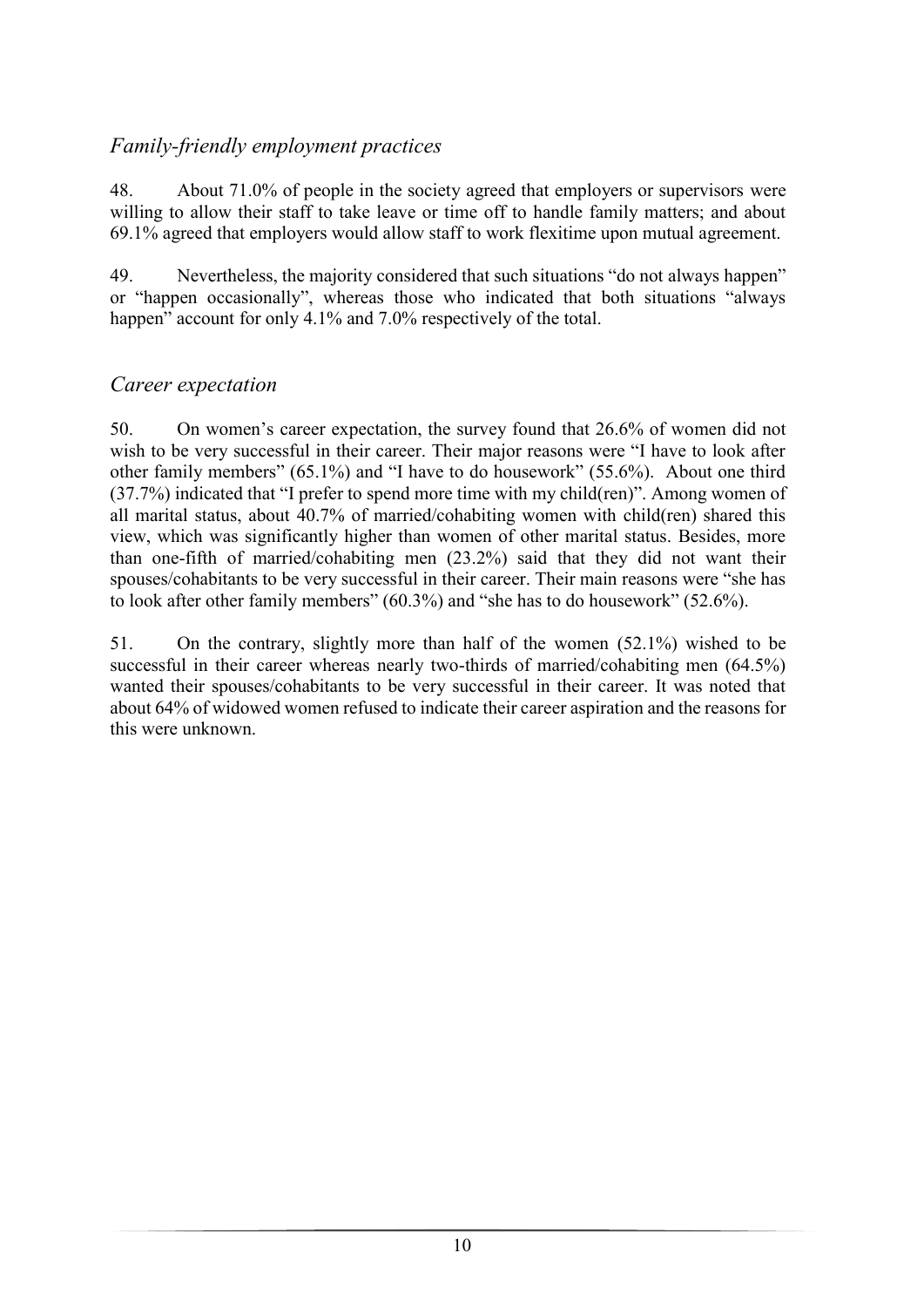## *Family-friendly employment practices*

48. About 71.0% of people in the society agreed that employers or supervisors were willing to allow their staff to take leave or time off to handle family matters; and about 69.1% agreed that employers would allow staff to work flexitime upon mutual agreement.

49. Nevertheless, the majority considered that such situations "do not always happen" or "happen occasionally", whereas those who indicated that both situations "always happen" account for only 4.1% and 7.0% respectively of the total.

## *Career expectation*

50. On women's career expectation, the survey found that 26.6% of women did not wish to be very successful in their career. Their major reasons were "I have to look after other family members" (65.1%) and "I have to do housework" (55.6%). About one third (37.7%) indicated that "I prefer to spend more time with my child(ren)". Among women of all marital status, about 40.7% of married/cohabiting women with child(ren) shared this view, which was significantly higher than women of other marital status. Besides, more than one-fifth of married/cohabiting men (23.2%) said that they did not want their spouses/cohabitants to be very successful in their career. Their main reasons were "she has to look after other family members" (60.3%) and "she has to do housework" (52.6%).

51. On the contrary, slightly more than half of the women (52.1%) wished to be successful in their career whereas nearly two-thirds of married/cohabiting men (64.5%) wanted their spouses/cohabitants to be very successful in their career. It was noted that about 64% of widowed women refused to indicate their career aspiration and the reasons for this were unknown.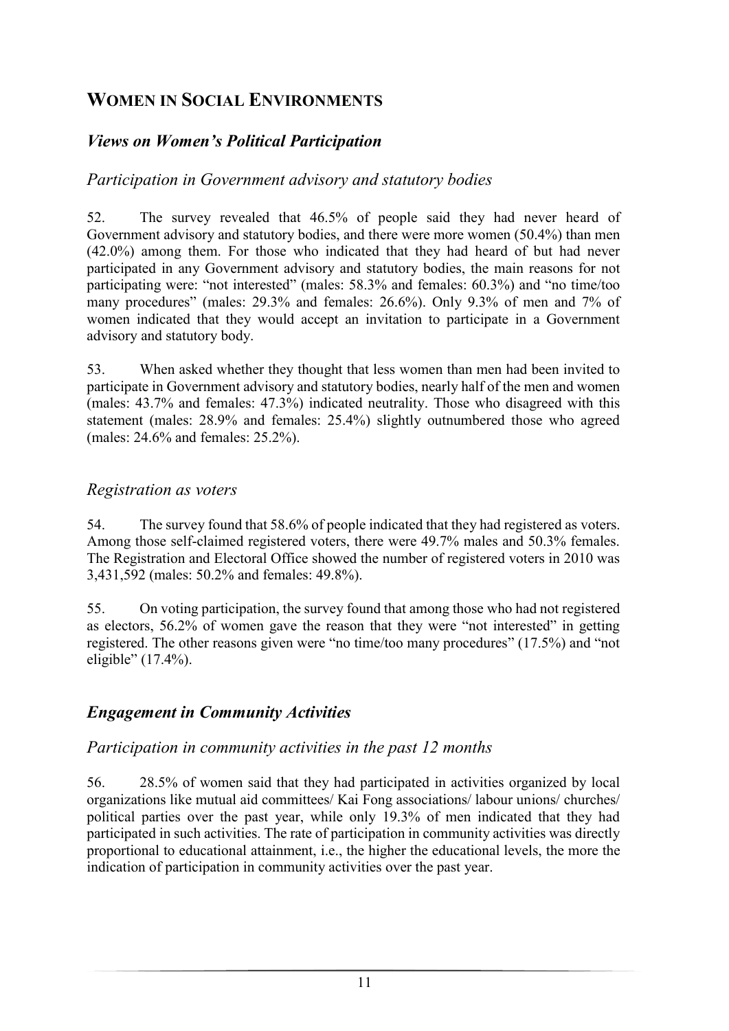## WOMEN IN SOCIAL ENVIRONMENTS

### *Views on Women's Political Participation*

#### *Participation in Government advisory and statutory bodies*

52. The survey revealed that 46.5% of people said they had never heard of Government advisory and statutory bodies, and there were more women (50.4%) than men (42.0%) among them. For those who indicated that they had heard of but had never participated in any Government advisory and statutory bodies, the main reasons for not participating were: "not interested" (males: 58.3% and females: 60.3%) and "no time/too many procedures" (males: 29.3% and females: 26.6%). Only 9.3% of men and 7% of women indicated that they would accept an invitation to participate in a Government advisory and statutory body.

53. When asked whether they thought that less women than men had been invited to participate in Government advisory and statutory bodies, nearly half of the men and women (males: 43.7% and females: 47.3%) indicated neutrality. Those who disagreed with this statement (males: 28.9% and females: 25.4%) slightly outnumbered those who agreed (males: 24.6% and females: 25.2%).

#### *Registration as voters*

54. The survey found that 58.6% of people indicated that they had registered as voters. Among those self-claimed registered voters, there were 49.7% males and 50.3% females. The Registration and Electoral Office showed the number of registered voters in 2010 was 3,431,592 (males: 50.2% and females: 49.8%).

55. On voting participation, the survey found that among those who had not registered as electors, 56.2% of women gave the reason that they were "not interested" in getting registered. The other reasons given were "no time/too many procedures" (17.5%) and "not eligible" (17.4%).

### *Engagement in Community Activities*

#### *Participation in community activities in the past 12 months*

56. 28.5% of women said that they had participated in activities organized by local organizations like mutual aid committees/ Kai Fong associations/ labour unions/ churches/ political parties over the past year, while only 19.3% of men indicated that they had participated in such activities. The rate of participation in community activities was directly proportional to educational attainment, i.e., the higher the educational levels, the more the indication of participation in community activities over the past year.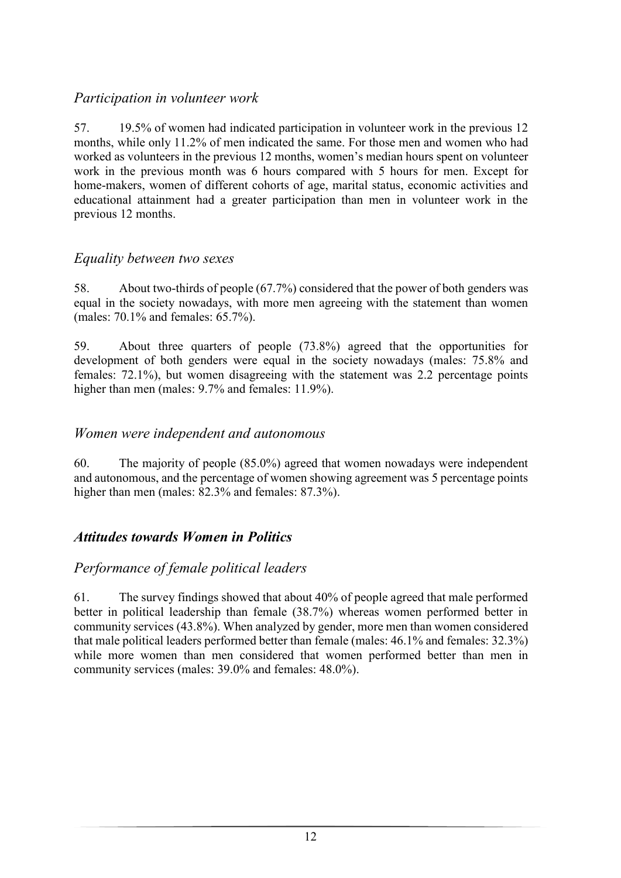### *Participation in volunteer work*

57. 19.5% of women had indicated participation in volunteer work in the previous 12 months, while only 11.2% of men indicated the same. For those men and women who had worked as volunteers in the previous 12 months, women's median hours spent on volunteer work in the previous month was 6 hours compared with 5 hours for men. Except for home-makers, women of different cohorts of age, marital status, economic activities and educational attainment had a greater participation than men in volunteer work in the previous 12 months.

### *Equality between two sexes*

58. About two-thirds of people (67.7%) considered that the power of both genders was equal in the society nowadays, with more men agreeing with the statement than women (males: 70.1% and females: 65.7%).

59. About three quarters of people (73.8%) agreed that the opportunities for development of both genders were equal in the society nowadays (males: 75.8% and females: 72.1%), but women disagreeing with the statement was 2.2 percentage points higher than men (males: 9.7% and females: 11.9%).

### *Women were independent and autonomous*

60. The majority of people (85.0%) agreed that women nowadays were independent and autonomous, and the percentage of women showing agreement was 5 percentage points higher than men (males: 82.3% and females: 87.3%).

## ***Attitudes towards Women in Politics***

### *Performance of female political leaders*

61. The survey findings showed that about 40% of people agreed that male performed better in political leadership than female (38.7%) whereas women performed better in community services (43.8%). When analyzed by gender, more men than women considered that male political leaders performed better than female (males: 46.1% and females: 32.3%) while more women than men considered that women performed better than men in community services (males: 39.0% and females: 48.0%).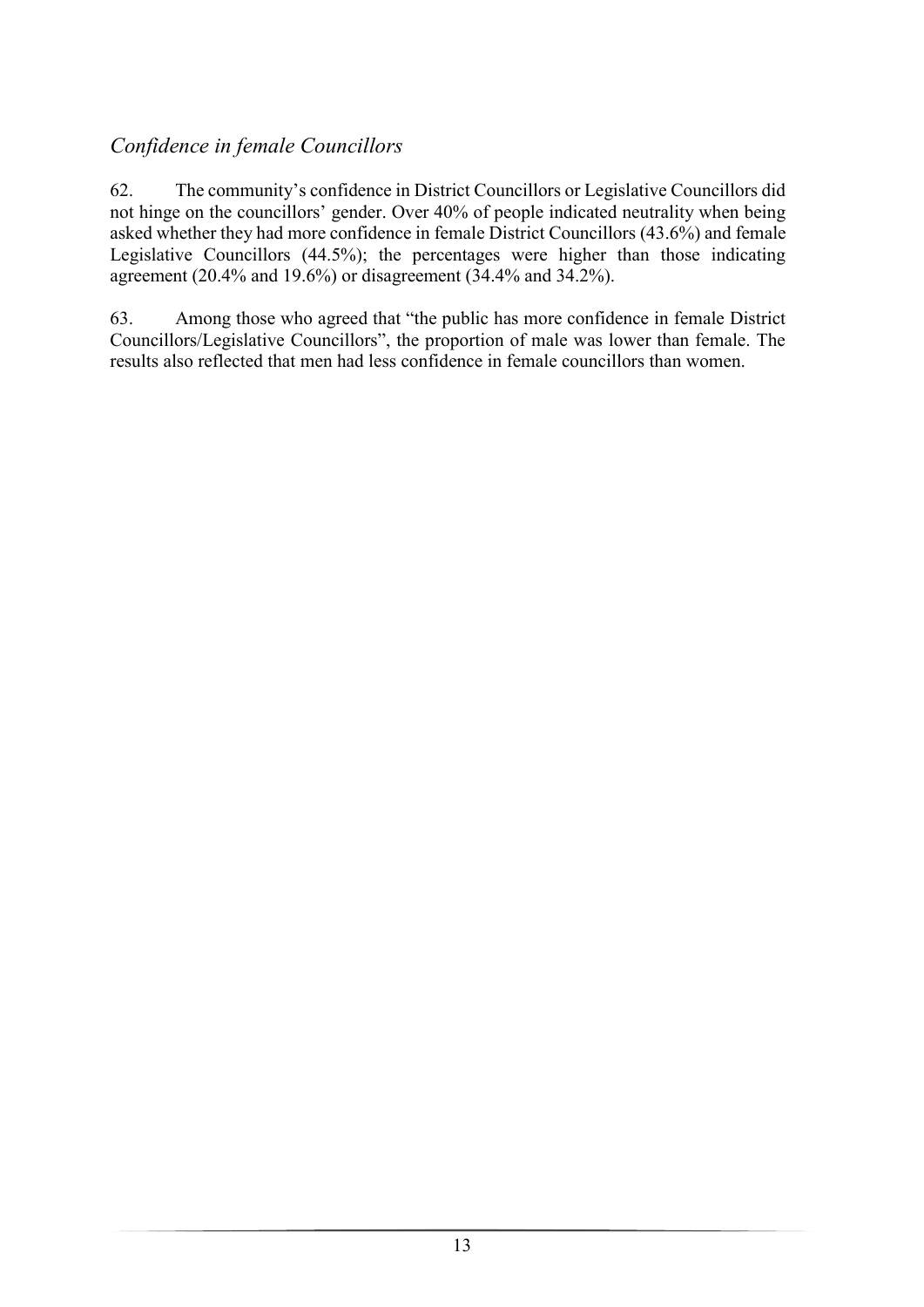## *Confidence in female Councillors*

62. The community's confidence in District Councillors or Legislative Councillors did not hinge on the councillors' gender. Over 40% of people indicated neutrality when being asked whether they had more confidence in female District Councillors (43.6%) and female Legislative Councillors (44.5%); the percentages were higher than those indicating agreement (20.4% and 19.6%) or disagreement (34.4% and 34.2%).

63. Among those who agreed that "the public has more confidence in female District Councillors/Legislative Councillors", the proportion of male was lower than female. The results also reflected that men had less confidence in female councillors than women.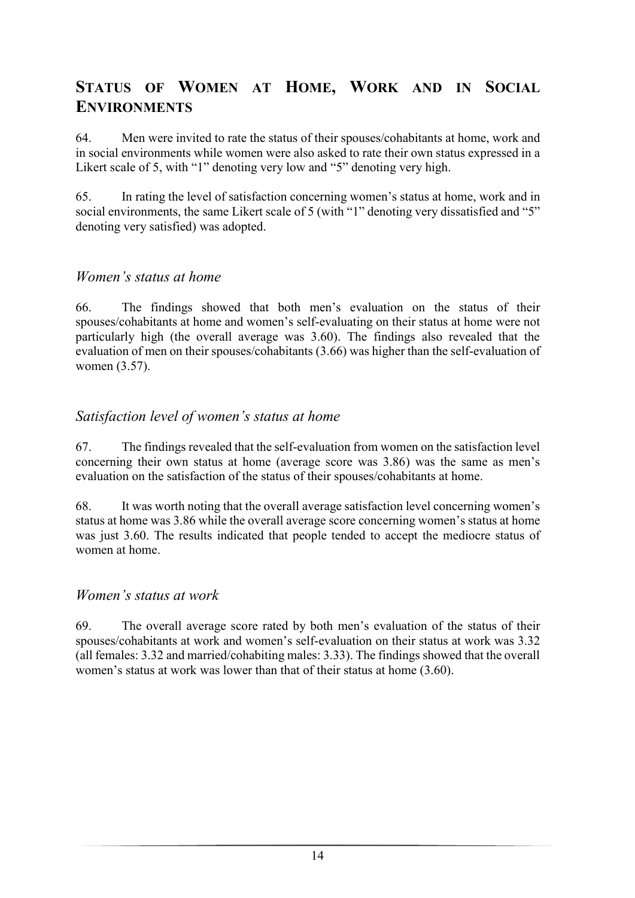## Status of Women at Home, Work and in Social Environments

64. Men were invited to rate the status of their spouses/cohabitants at home, work and in social environments while women were also asked to rate their own status expressed in a Likert scale of 5, with "1" denoting very low and "5" denoting very high.

65. In rating the level of satisfaction concerning women's status at home, work and in social environments, the same Likert scale of 5 (with "1" denoting very dissatisfied and "5" denoting very satisfied) was adopted.

### *Women's status at home*

66. The findings showed that both men's evaluation on the status of their spouses/cohabitants at home and women's self-evaluating on their status at home were not particularly high (the overall average was 3.60). The findings also revealed that the evaluation of men on their spouses/cohabitants (3.66) was higher than the self-evaluation of women (3.57).

### *Satisfaction level of women's status at home*

67. The findings revealed that the self-evaluation from women on the satisfaction level concerning their own status at home (average score was 3.86) was the same as men's evaluation on the satisfaction of the status of their spouses/cohabitants at home.

68. It was worth noting that the overall average satisfaction level concerning women's status at home was 3.86 while the overall average score concerning women's status at home was just 3.60. The results indicated that people tended to accept the mediocre status of women at home.

### *Women's status at work*

69. The overall average score rated by both men's evaluation of the status of their spouses/cohabitants at work and women's self-evaluation on their status at work was 3.32 (all females: 3.32 and married/cohabiting males: 3.33). The findings showed that the overall women's status at work was lower than that of their status at home (3.60).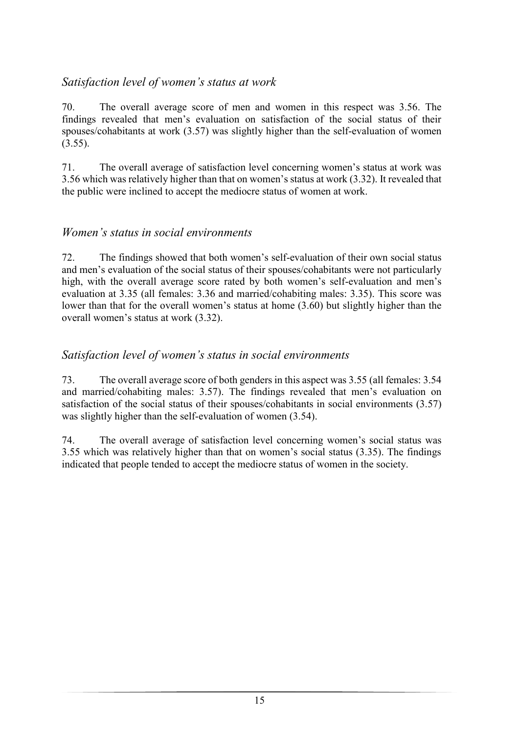### *Satisfaction level of women's status at work*

70. The overall average score of men and women in this respect was 3.56. The findings revealed that men's evaluation on satisfaction of the social status of their spouses/cohabitants at work (3.57) was slightly higher than the self-evaluation of women (3.55).

71. The overall average of satisfaction level concerning women's status at work was 3.56 which was relatively higher than that on women's status at work (3.32). It revealed that the public were inclined to accept the mediocre status of women at work.

### *Women's status in social environments*

72. The findings showed that both women's self-evaluation of their own social status and men's evaluation of the social status of their spouses/cohabitants were not particularly high, with the overall average score rated by both women's self-evaluation and men's evaluation at 3.35 (all females: 3.36 and married/cohabiting males: 3.35). This score was lower than that for the overall women's status at home (3.60) but slightly higher than the overall women's status at work (3.32).

### *Satisfaction level of women's status in social environments*

73. The overall average score of both genders in this aspect was 3.55 (all females: 3.54 and married/cohabiting males: 3.57). The findings revealed that men's evaluation on satisfaction of the social status of their spouses/cohabitants in social environments (3.57) was slightly higher than the self-evaluation of women (3.54).

74. The overall average of satisfaction level concerning women's social status was 3.55 which was relatively higher than that on women's social status (3.35). The findings indicated that people tended to accept the mediocre status of women in the society.